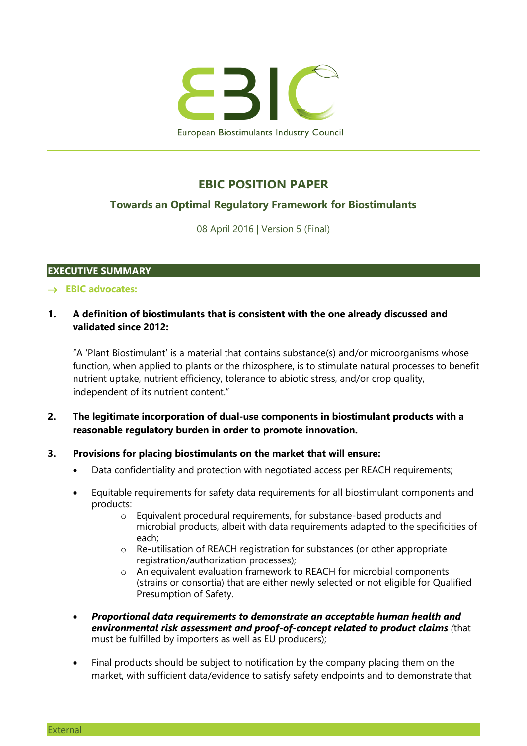EBIC

European Biostimulants Industry Council

# EBIC POSITION PAPER

## Towards an Optimal Regulatory Framework for Biostimulants

08 April 2016 | Version 5 (Final)

## EXECUTIVE SUMMARY

→ **EBIC advocates:**

1. **A definition of biostimulants that is consistent with the one already discussed and validated since 2012:**

   "A 'Plant Biostimulant' is a material that contains substance(s) and/or microorganisms whose function, when applied to plants or the rhizosphere, is to stimulate natural processes to benefit nutrient uptake, nutrient efficiency, tolerance to abiotic stress, and/or crop quality, independent of its nutrient content."

2. **The legitimate incorporation of dual-use components in biostimulant products with a reasonable regulatory burden in order to promote innovation.**

3. **Provisions for placing biostimulants on the market that will ensure:**
   - Data confidentiality and protection with negotiated access per REACH requirements;
   - Equitable requirements for safety data requirements for all biostimulant components and products:
     - Equivalent procedural requirements, for substance-based products and microbial products, albeit with data requirements adapted to the specificities of each;
     - Re-utilisation of REACH registration for substances (or other appropriate registration/authorization processes);
     - An equivalent evaluation framework to REACH for microbial components (strains or consortia) that are either newly selected or not eligible for Qualified Presumption of Safety.
   - ***Proportional data requirements to demonstrate an acceptable human health and environmental risk assessment and proof-of-concept related to product claims*** *(*that must be fulfilled by importers as well as EU producers);
   - Final products should be subject to notification by the company placing them on the market, with sufficient data/evidence to satisfy safety endpoints and to demonstrate that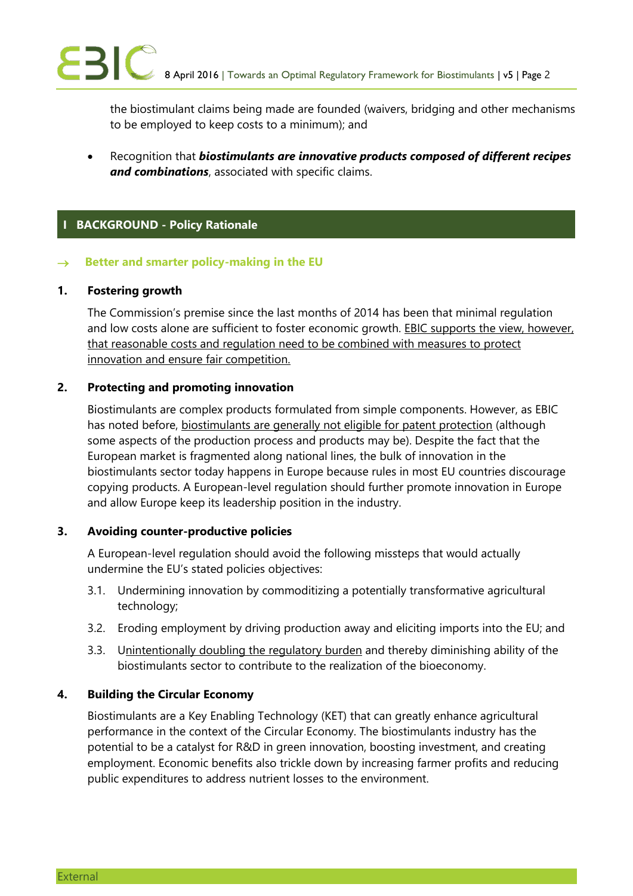the biostimulant claims being made are founded (waivers, bridging and other mechanisms to be employed to keep costs to a minimum); and

- Recognition that ***biostimulants are innovative products composed of different recipes and combinations***, associated with specific claims.

## I BACKGROUND - Policy Rationale

### → Better and smarter policy-making in the EU

**1. Fostering growth**

The Commission's premise since the last months of 2014 has been that minimal regulation and low costs alone are sufficient to foster economic growth. EBIC supports the view, however, that reasonable costs and regulation need to be combined with measures to protect innovation and ensure fair competition.

**2. Protecting and promoting innovation**

Biostimulants are complex products formulated from simple components. However, as EBIC has noted before, biostimulants are generally not eligible for patent protection (although some aspects of the production process and products may be). Despite the fact that the European market is fragmented along national lines, the bulk of innovation in the biostimulants sector today happens in Europe because rules in most EU countries discourage copying products. A European-level regulation should further promote innovation in Europe and allow Europe keep its leadership position in the industry.

**3. Avoiding counter-productive policies**

A European-level regulation should avoid the following missteps that would actually undermine the EU's stated policies objectives:

3.1. Undermining innovation by commoditizing a potentially transformative agricultural technology;

3.2. Eroding employment by driving production away and eliciting imports into the EU; and

3.3. Unintentionally doubling the regulatory burden and thereby diminishing ability of the biostimulants sector to contribute to the realization of the bioeconomy.

**4. Building the Circular Economy**

Biostimulants are a Key Enabling Technology (KET) that can greatly enhance agricultural performance in the context of the Circular Economy. The biostimulants industry has the potential to be a catalyst for R&D in green innovation, boosting investment, and creating employment. Economic benefits also trickle down by increasing farmer profits and reducing public expenditures to address nutrient losses to the environment.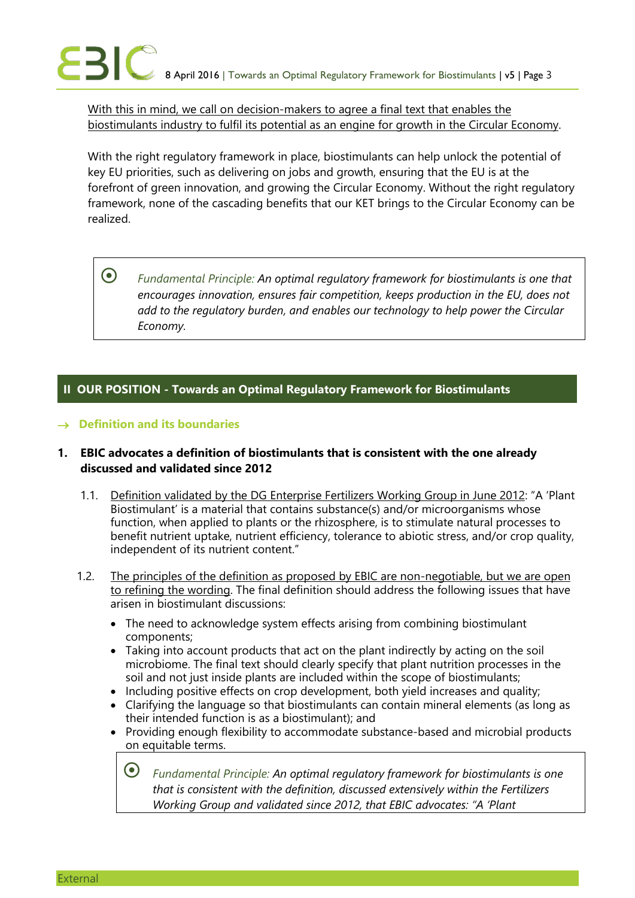With this in mind, we call on decision-makers to agree a final text that enables the biostimulants industry to fulfil its potential as an engine for growth in the Circular Economy.

With the right regulatory framework in place, biostimulants can help unlock the potential of key EU priorities, such as delivering on jobs and growth, ensuring that the EU is at the forefront of green innovation, and growing the Circular Economy. Without the right regulatory framework, none of the cascading benefits that our KET brings to the Circular Economy can be realized.

> *Fundamental Principle: An optimal regulatory framework for biostimulants is one that encourages innovation, ensures fair competition, keeps production in the EU, does not add to the regulatory burden, and enables our technology to help power the Circular Economy.*

## II OUR POSITION - Towards an Optimal Regulatory Framework for Biostimulants

### → Definition and its boundaries

**1. EBIC advocates a definition of biostimulants that is consistent with the one already discussed and validated since 2012**

1.1. Definition validated by the DG Enterprise Fertilizers Working Group in June 2012: "A 'Plant Biostimulant' is a material that contains substance(s) and/or microorganisms whose function, when applied to plants or the rhizosphere, is to stimulate natural processes to benefit nutrient uptake, nutrient efficiency, tolerance to abiotic stress, and/or crop quality, independent of its nutrient content."

1.2. The principles of the definition as proposed by EBIC are non-negotiable, but we are open to refining the wording. The final definition should address the following issues that have arisen in biostimulant discussions:

- The need to acknowledge system effects arising from combining biostimulant components;
- Taking into account products that act on the plant indirectly by acting on the soil microbiome. The final text should clearly specify that plant nutrition processes in the soil and not just inside plants are included within the scope of biostimulants;
- Including positive effects on crop development, both yield increases and quality;
- Clarifying the language so that biostimulants can contain mineral elements (as long as their intended function is as a biostimulant); and
- Providing enough flexibility to accommodate substance-based and microbial products on equitable terms.

> *Fundamental Principle: An optimal regulatory framework for biostimulants is one that is consistent with the definition, discussed extensively within the Fertilizers Working Group and validated since 2012, that EBIC advocates: "A 'Plant*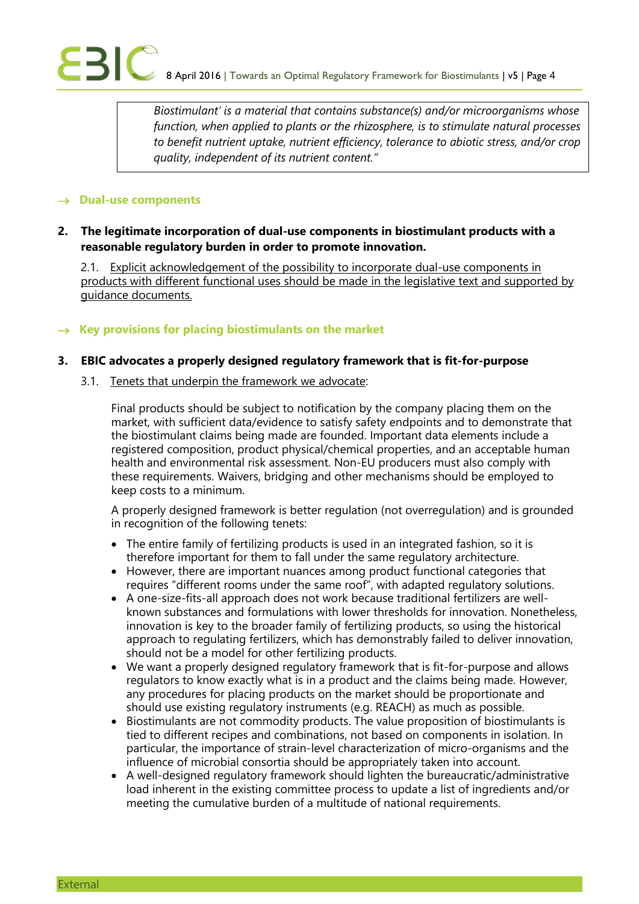> *Biostimulant' is a material that contains substance(s) and/or microorganisms whose function, when applied to plants or the rhizosphere, is to stimulate natural processes to benefit nutrient uptake, nutrient efficiency, tolerance to abiotic stress, and/or crop quality, independent of its nutrient content."*

## → Dual-use components

**2. The legitimate incorporation of dual-use components in biostimulant products with a reasonable regulatory burden in order to promote innovation.**

2.1. Explicit acknowledgement of the possibility to incorporate dual-use components in products with different functional uses should be made in the legislative text and supported by guidance documents.

## → Key provisions for placing biostimulants on the market

**3. EBIC advocates a properly designed regulatory framework that is fit-for-purpose**

3.1. Tenets that underpin the framework we advocate:

Final products should be subject to notification by the company placing them on the market, with sufficient data/evidence to satisfy safety endpoints and to demonstrate that the biostimulant claims being made are founded. Important data elements include a registered composition, product physical/chemical properties, and an acceptable human health and environmental risk assessment. Non-EU producers must also comply with these requirements. Waivers, bridging and other mechanisms should be employed to keep costs to a minimum.

A properly designed framework is better regulation (not overregulation) and is grounded in recognition of the following tenets:

- The entire family of fertilizing products is used in an integrated fashion, so it is therefore important for them to fall under the same regulatory architecture.
- However, there are important nuances among product functional categories that requires "different rooms under the same roof", with adapted regulatory solutions.
- A one-size-fits-all approach does not work because traditional fertilizers are well-known substances and formulations with lower thresholds for innovation. Nonetheless, innovation is key to the broader family of fertilizing products, so using the historical approach to regulating fertilizers, which has demonstrably failed to deliver innovation, should not be a model for other fertilizing products.
- We want a properly designed regulatory framework that is fit-for-purpose and allows regulators to know exactly what is in a product and the claims being made. However, any procedures for placing products on the market should be proportionate and should use existing regulatory instruments (e.g. REACH) as much as possible.
- Biostimulants are not commodity products. The value proposition of biostimulants is tied to different recipes and combinations, not based on components in isolation. In particular, the importance of strain-level characterization of micro-organisms and the influence of microbial consortia should be appropriately taken into account.
- A well-designed regulatory framework should lighten the bureaucratic/administrative load inherent in the existing committee process to update a list of ingredients and/or meeting the cumulative burden of a multitude of national requirements.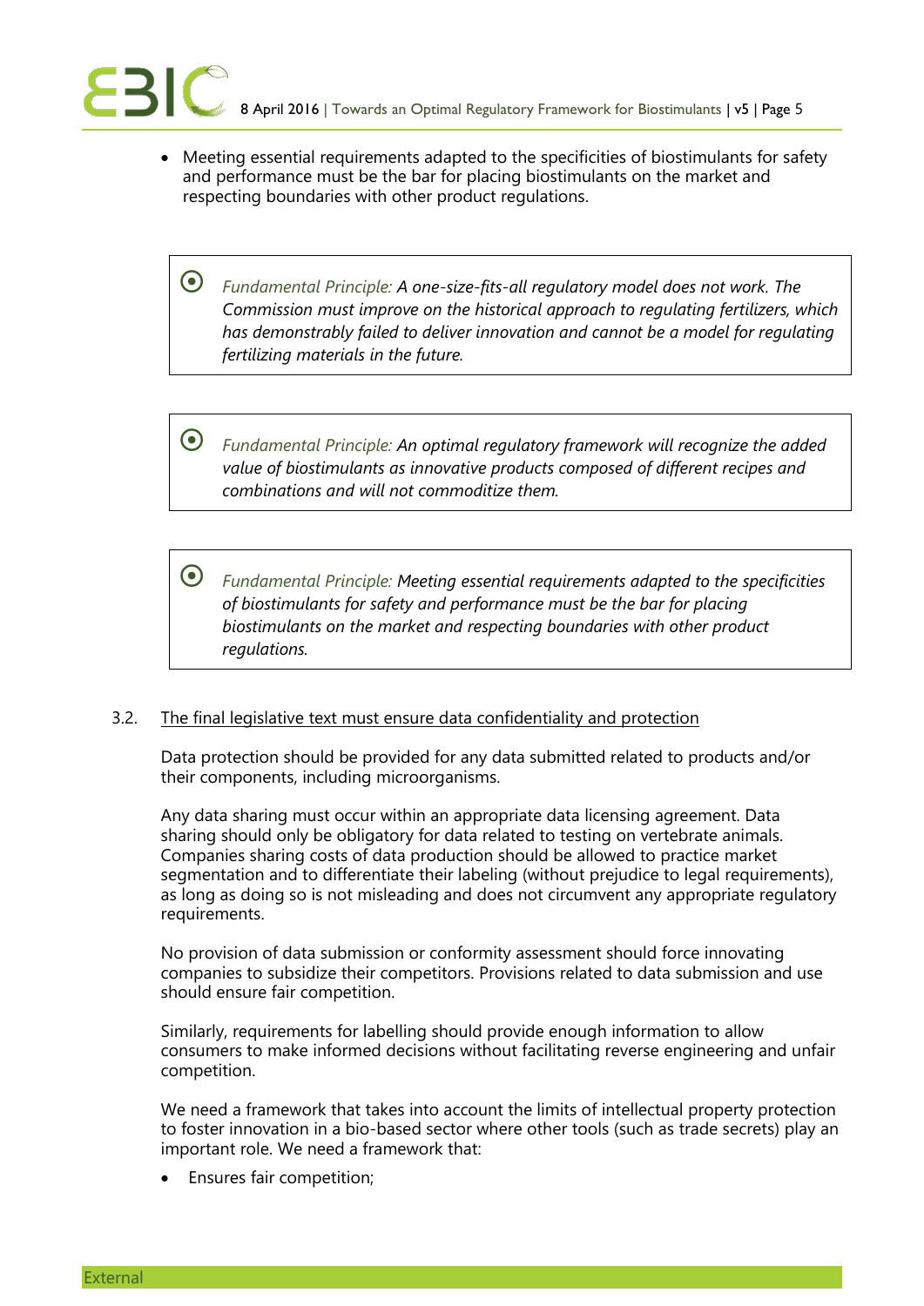- Meeting essential requirements adapted to the specificities of biostimulants for safety and performance must be the bar for placing biostimulants on the market and respecting boundaries with other product regulations.

> *Fundamental Principle: A one-size-fits-all regulatory model does not work. The Commission must improve on the historical approach to regulating fertilizers, which has demonstrably failed to deliver innovation and cannot be a model for regulating fertilizing materials in the future.*

> *Fundamental Principle: An optimal regulatory framework will recognize the added value of biostimulants as innovative products composed of different recipes and combinations and will not commoditize them.*

> *Fundamental Principle: Meeting essential requirements adapted to the specificities of biostimulants for safety and performance must be the bar for placing biostimulants on the market and respecting boundaries with other product regulations.*

### 3.2. The final legislative text must ensure data confidentiality and protection

Data protection should be provided for any data submitted related to products and/or their components, including microorganisms.

Any data sharing must occur within an appropriate data licensing agreement. Data sharing should only be obligatory for data related to testing on vertebrate animals. Companies sharing costs of data production should be allowed to practice market segmentation and to differentiate their labeling (without prejudice to legal requirements), as long as doing so is not misleading and does not circumvent any appropriate regulatory requirements.

No provision of data submission or conformity assessment should force innovating companies to subsidize their competitors. Provisions related to data submission and use should ensure fair competition.

Similarly, requirements for labelling should provide enough information to allow consumers to make informed decisions without facilitating reverse engineering and unfair competition.

We need a framework that takes into account the limits of intellectual property protection to foster innovation in a bio-based sector where other tools (such as trade secrets) play an important role. We need a framework that:

- Ensures fair competition;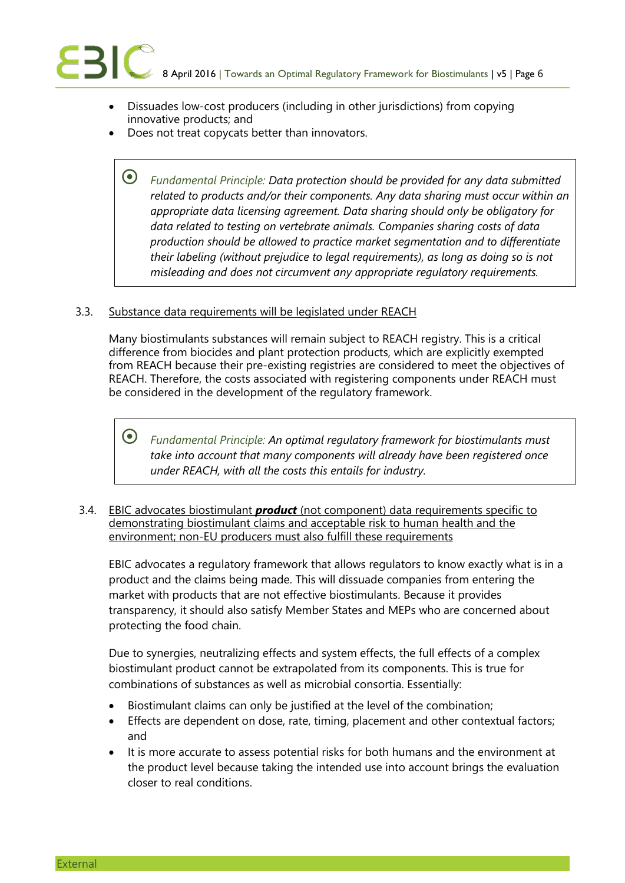- Dissuades low-cost producers (including in other jurisdictions) from copying innovative products; and
- Does not treat copycats better than innovators.

> *Fundamental Principle: Data protection should be provided for any data submitted related to products and/or their components. Any data sharing must occur within an appropriate data licensing agreement. Data sharing should only be obligatory for data related to testing on vertebrate animals. Companies sharing costs of data production should be allowed to practice market segmentation and to differentiate their labeling (without prejudice to legal requirements), as long as doing so is not misleading and does not circumvent any appropriate regulatory requirements.*

### 3.3. Substance data requirements will be legislated under REACH

Many biostimulants substances will remain subject to REACH registry. This is a critical difference from biocides and plant protection products, which are explicitly exempted from REACH because their pre-existing registries are considered to meet the objectives of REACH. Therefore, the costs associated with registering components under REACH must be considered in the development of the regulatory framework.

> *Fundamental Principle: An optimal regulatory framework for biostimulants must take into account that many components will already have been registered once under REACH, with all the costs this entails for industry.*

### 3.4. EBIC advocates biostimulant ***product*** (not component) data requirements specific to demonstrating biostimulant claims and acceptable risk to human health and the environment; non-EU producers must also fulfill these requirements

EBIC advocates a regulatory framework that allows regulators to know exactly what is in a product and the claims being made. This will dissuade companies from entering the market with products that are not effective biostimulants. Because it provides transparency, it should also satisfy Member States and MEPs who are concerned about protecting the food chain.

Due to synergies, neutralizing effects and system effects, the full effects of a complex biostimulant product cannot be extrapolated from its components. This is true for combinations of substances as well as microbial consortia. Essentially:

- Biostimulant claims can only be justified at the level of the combination;
- Effects are dependent on dose, rate, timing, placement and other contextual factors; and
- It is more accurate to assess potential risks for both humans and the environment at the product level because taking the intended use into account brings the evaluation closer to real conditions.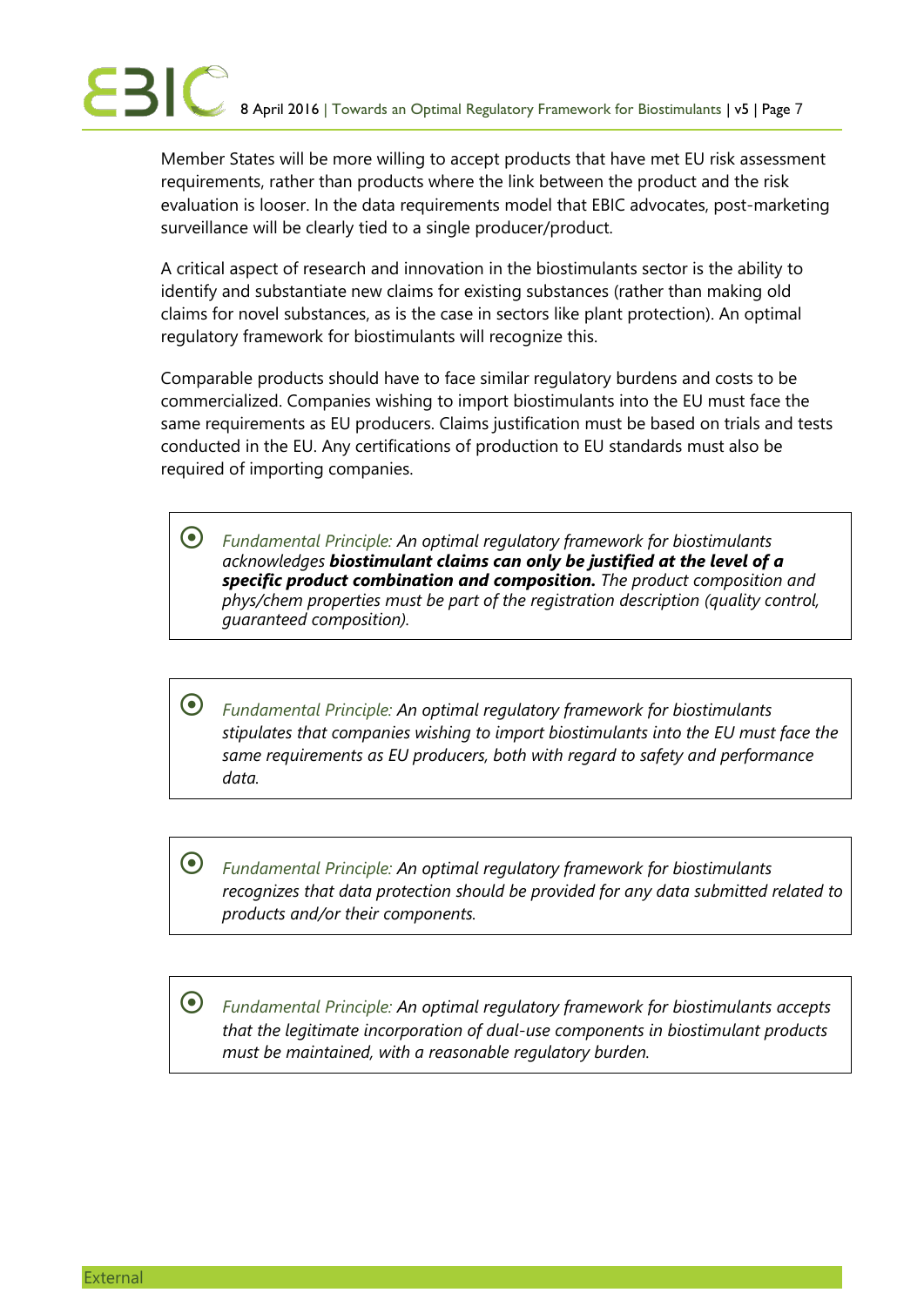Member States will be more willing to accept products that have met EU risk assessment requirements, rather than products where the link between the product and the risk evaluation is looser. In the data requirements model that EBIC advocates, post-marketing surveillance will be clearly tied to a single producer/product.

A critical aspect of research and innovation in the biostimulants sector is the ability to identify and substantiate new claims for existing substances (rather than making old claims for novel substances, as is the case in sectors like plant protection). An optimal regulatory framework for biostimulants will recognize this.

Comparable products should have to face similar regulatory burdens and costs to be commercialized. Companies wishing to import biostimulants into the EU must face the same requirements as EU producers. Claims justification must be based on trials and tests conducted in the EU. Any certifications of production to EU standards must also be required of importing companies.

> ⦿ *Fundamental Principle: An optimal regulatory framework for biostimulants acknowledges* ***biostimulant claims can only be justified at the level of a specific product combination and composition.*** *The product composition and phys/chem properties must be part of the registration description (quality control, guaranteed composition).*

> ⦿ *Fundamental Principle: An optimal regulatory framework for biostimulants stipulates that companies wishing to import biostimulants into the EU must face the same requirements as EU producers, both with regard to safety and performance data.*

> ⦿ *Fundamental Principle: An optimal regulatory framework for biostimulants recognizes that data protection should be provided for any data submitted related to products and/or their components.*

> ⦿ *Fundamental Principle: An optimal regulatory framework for biostimulants accepts that the legitimate incorporation of dual-use components in biostimulant products must be maintained, with a reasonable regulatory burden.*